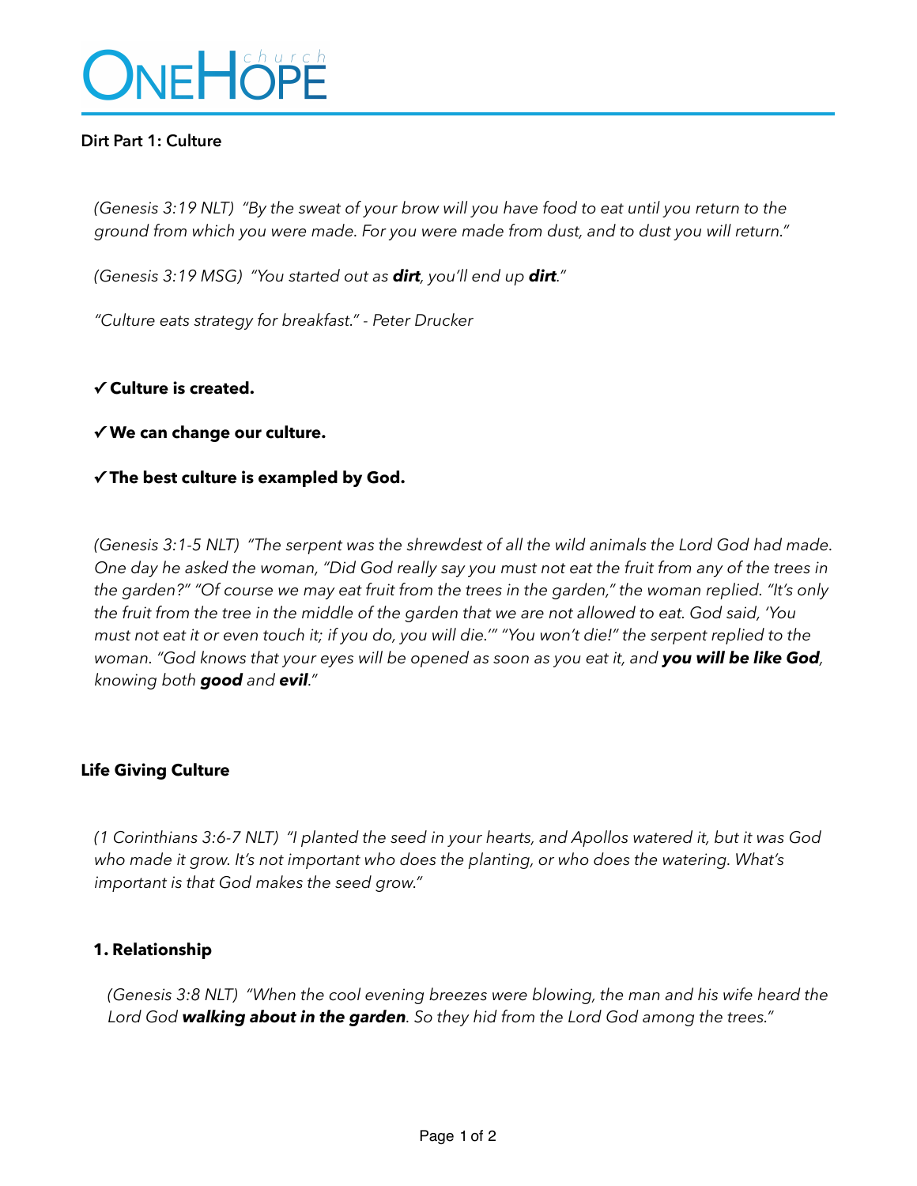# OneHope church

**Dirt Part 1: Culture**

*(Genesis 3:19 NLT) "By the sweat of your brow will you have food to eat until you return to the ground from which you were made. For you were made from dust, and to dust you will return."*

*(Genesis 3:19 MSG) "You started out as **dirt**, you'll end up **dirt**."*

*"Culture eats strategy for breakfast." - Peter Drucker*

✓ **Culture is created.**

✓ **We can change our culture.**

✓ **The best culture is exampled by God.**

*(Genesis 3:1-5 NLT) "The serpent was the shrewdest of all the wild animals the Lord God had made. One day he asked the woman, "Did God really say you must not eat the fruit from any of the trees in the garden?" "Of course we may eat fruit from the trees in the garden," the woman replied. "It's only the fruit from the tree in the middle of the garden that we are not allowed to eat. God said, 'You must not eat it or even touch it; if you do, you will die.'" "You won't die!" the serpent replied to the woman. "God knows that your eyes will be opened as soon as you eat it, and **you will be like God**, knowing both **good** and **evil**."*

**Life Giving Culture**

*(1 Corinthians 3:6-7 NLT) "I planted the seed in your hearts, and Apollos watered it, but it was God who made it grow. It's not important who does the planting, or who does the watering. What's important is that God makes the seed grow."*

**1. Relationship**

*(Genesis 3:8 NLT) "When the cool evening breezes were blowing, the man and his wife heard the Lord God **walking about in the garden**. So they hid from the Lord God among the trees."*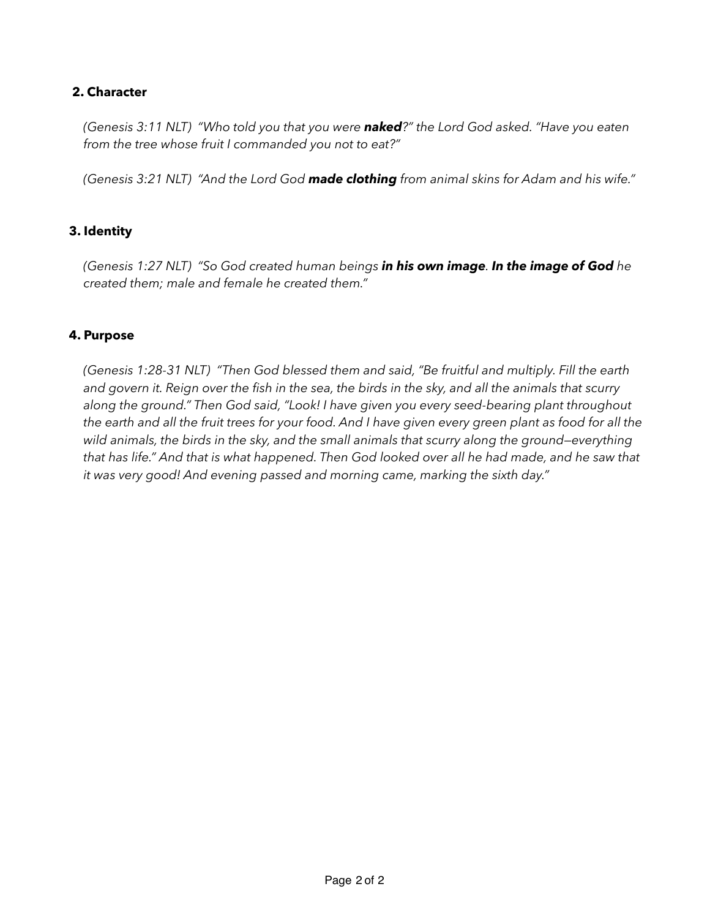**2. Character**

*(Genesis 3:11 NLT)  "Who told you that you were* ***naked****?" the Lord God asked. "Have you eaten from the tree whose fruit I commanded you not to eat?"*

*(Genesis 3:21 NLT)  "And the Lord God* ***made clothing*** *from animal skins for Adam and his wife."*

**3. Identity**

*(Genesis 1:27 NLT)  "So God created human beings* ***in his own image****.* ***In the image of God*** *he created them; male and female he created them."*

**4. Purpose**

*(Genesis 1:28-31 NLT)  "Then God blessed them and said, "Be fruitful and multiply. Fill the earth and govern it. Reign over the fish in the sea, the birds in the sky, and all the animals that scurry along the ground." Then God said, "Look! I have given you every seed-bearing plant throughout the earth and all the fruit trees for your food. And I have given every green plant as food for all the wild animals, the birds in the sky, and the small animals that scurry along the ground—everything that has life." And that is what happened. Then God looked over all he had made, and he saw that it was very good! And evening passed and morning came, marking the sixth day."*